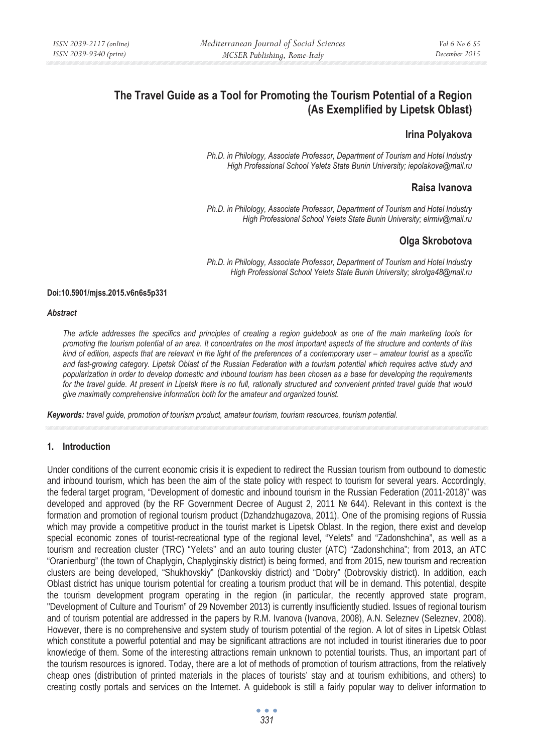# The Travel Guide as a Tool for Promoting the Tourism Potential of a Region (As Exemplified by Lipetsk Oblast)

## Irina Polyakova

*Ph.D. in Philology, Associate Professor, Department of Tourism and Hotel Industry High Professional School Yelets State Bunin University; iepolakova@mail.ru*

## Raisa Ivanova

*Ph.D. in Philology, Associate Professor, Department of Tourism and Hotel Industry High Professional School Yelets State Bunin University; elrmiv@mail.ru*

## Olga Skrobotova

*Ph.D. in Philology, Associate Professor, Department of Tourism and Hotel Industry High Professional School Yelets State Bunin University; skrolga48@mail.ru*

**Doi:10.5901/mjss.2015.v6n6s5p331**

***Abstract***

*The article addresses the specifics and principles of creating a region guidebook as one of the main marketing tools for promoting the tourism potential of an area. It concentrates on the most important aspects of the structure and contents of this kind of edition, aspects that are relevant in the light of the preferences of a contemporary user – amateur tourist as a specific and fast-growing category. Lipetsk Oblast of the Russian Federation with a tourism potential which requires active study and popularization in order to develop domestic and inbound tourism has been chosen as a base for developing the requirements for the travel guide. At present in Lipetsk there is no full, rationally structured and convenient printed travel guide that would give maximally comprehensive information both for the amateur and organized tourist.*

***Keywords:*** *travel guide, promotion of tourism product, amateur tourism, tourism resources, tourism potential.*

## 1. Introduction

Under conditions of the current economic crisis it is expedient to redirect the Russian tourism from outbound to domestic and inbound tourism, which has been the aim of the state policy with respect to tourism for several years. Accordingly, the federal target program, "Development of domestic and inbound tourism in the Russian Federation (2011-2018)" was developed and approved (by the RF Government Decree of August 2, 2011 № 644). Relevant in this context is the formation and promotion of regional tourism product (Dzhandzhugazova, 2011). One of the promising regions of Russia which may provide a competitive product in the tourist market is Lipetsk Oblast. In the region, there exist and develop special economic zones of tourist-recreational type of the regional level, "Yelets" and "Zadonshchina", as well as a tourism and recreation cluster (TRC) "Yelets" and an auto touring cluster (ATC) "Zadonshchina"; from 2013, an ATC "Oranienburg" (the town of Chaplygin, Chaplyginskiy district) is being formed, and from 2015, new tourism and recreation clusters are being developed, "Shukhovskiy" (Dankovskiy district) and "Dobry" (Dobrovskiy district). In addition, each Oblast district has unique tourism potential for creating a tourism product that will be in demand. This potential, despite the tourism development program operating in the region (in particular, the recently approved state program, "Development of Culture and Tourism" of 29 November 2013) is currently insufficiently studied. Issues of regional tourism and of tourism potential are addressed in the papers by R.M. Ivanova (Ivanova, 2008), A.N. Seleznev (Seleznev, 2008). However, there is no comprehensive and system study of tourism potential of the region. A lot of sites in Lipetsk Oblast which constitute a powerful potential and may be significant attractions are not included in tourist itineraries due to poor knowledge of them. Some of the interesting attractions remain unknown to potential tourists. Thus, an important part of the tourism resources is ignored. Today, there are a lot of methods of promotion of tourism attractions, from the relatively cheap ones (distribution of printed materials in the places of tourists' stay and at tourism exhibitions, and others) to creating costly portals and services on the Internet. A guidebook is still a fairly popular way to deliver information to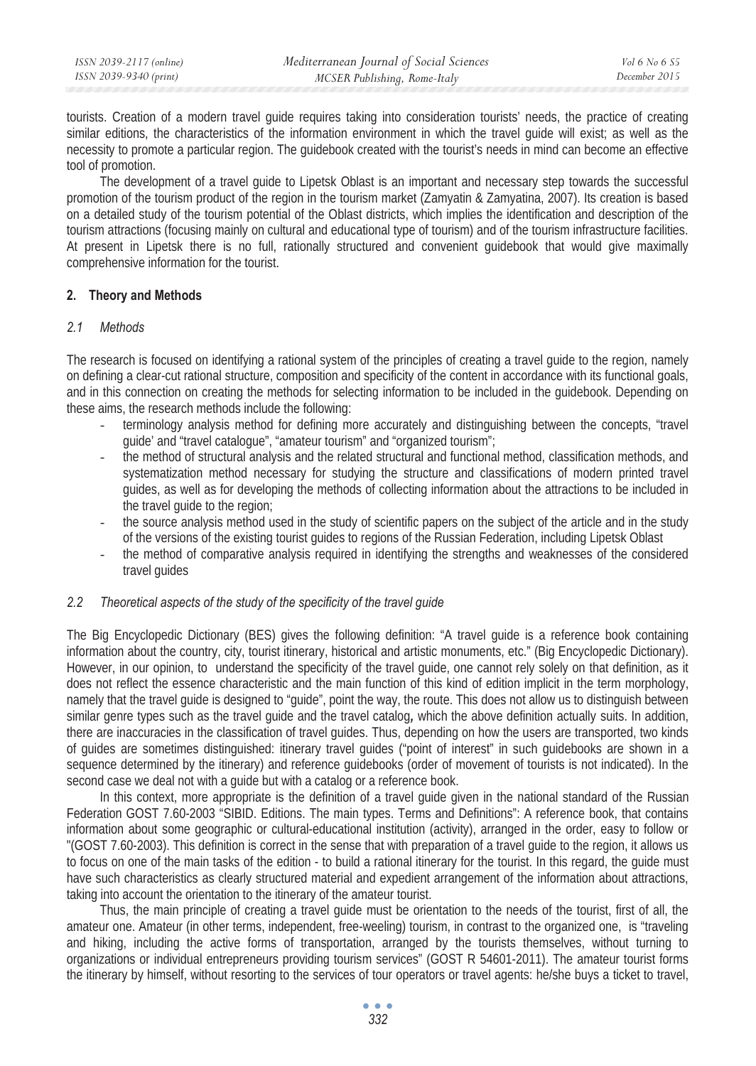tourists. Creation of a modern travel guide requires taking into consideration tourists' needs, the practice of creating similar editions, the characteristics of the information environment in which the travel guide will exist; as well as the necessity to promote a particular region. The guidebook created with the tourist's needs in mind can become an effective tool of promotion.

The development of a travel guide to Lipetsk Oblast is an important and necessary step towards the successful promotion of the tourism product of the region in the tourism market (Zamyatin & Zamyatina, 2007). Its creation is based on a detailed study of the tourism potential of the Oblast districts, which implies the identification and description of the tourism attractions (focusing mainly on cultural and educational type of tourism) and of the tourism infrastructure facilities. At present in Lipetsk there is no full, rationally structured and convenient guidebook that would give maximally comprehensive information for the tourist.

## 2. Theory and Methods

### *2.1 Methods*

The research is focused on identifying a rational system of the principles of creating a travel guide to the region, namely on defining a clear-cut rational structure, composition and specificity of the content in accordance with its functional goals, and in this connection on creating the methods for selecting information to be included in the guidebook. Depending on these aims, the research methods include the following:

- terminology analysis method for defining more accurately and distinguishing between the concepts, "travel guide' and "travel catalogue", "amateur tourism" and "organized tourism";
- the method of structural analysis and the related structural and functional method, classification methods, and systematization method necessary for studying the structure and classifications of modern printed travel guides, as well as for developing the methods of collecting information about the attractions to be included in the travel guide to the region;
- the source analysis method used in the study of scientific papers on the subject of the article and in the study of the versions of the existing tourist guides to regions of the Russian Federation, including Lipetsk Oblast
- the method of comparative analysis required in identifying the strengths and weaknesses of the considered travel guides

### *2.2 Theoretical aspects of the study of the specificity of the travel guide*

The Big Encyclopedic Dictionary (BES) gives the following definition: "A travel guide is a reference book containing information about the country, city, tourist itinerary, historical and artistic monuments, etc." (Big Encyclopedic Dictionary). However, in our opinion, to understand the specificity of the travel guide, one cannot rely solely on that definition, as it does not reflect the essence characteristic and the main function of this kind of edition implicit in the term morphology, namely that the travel guide is designed to "guide", point the way, the route. This does not allow us to distinguish between similar genre types such as the travel guide and the travel catalog**,** which the above definition actually suits. In addition, there are inaccuracies in the classification of travel guides. Thus, depending on how the users are transported, two kinds of guides are sometimes distinguished: itinerary travel guides ("point of interest" in such guidebooks are shown in a sequence determined by the itinerary) and reference guidebooks (order of movement of tourists is not indicated). In the second case we deal not with a guide but with a catalog or a reference book.

In this context, more appropriate is the definition of a travel guide given in the national standard of the Russian Federation GOST 7.60-2003 "SIBID. Editions. The main types. Terms and Definitions": A reference book, that contains information about some geographic or cultural-educational institution (activity), arranged in the order, easy to follow or "(GOST 7.60-2003). This definition is correct in the sense that with preparation of a travel guide to the region, it allows us to focus on one of the main tasks of the edition - to build a rational itinerary for the tourist. In this regard, the guide must have such characteristics as clearly structured material and expedient arrangement of the information about attractions, taking into account the orientation to the itinerary of the amateur tourist.

Thus, the main principle of creating a travel guide must be orientation to the needs of the tourist, first of all, the amateur one. Amateur (in other terms, independent, free-weeling) tourism, in contrast to the organized one, is "traveling and hiking, including the active forms of transportation, arranged by the tourists themselves, without turning to organizations or individual entrepreneurs providing tourism services" (GOST R 54601-2011). The amateur tourist forms the itinerary by himself, without resorting to the services of tour operators or travel agents: he/she buys a ticket to travel,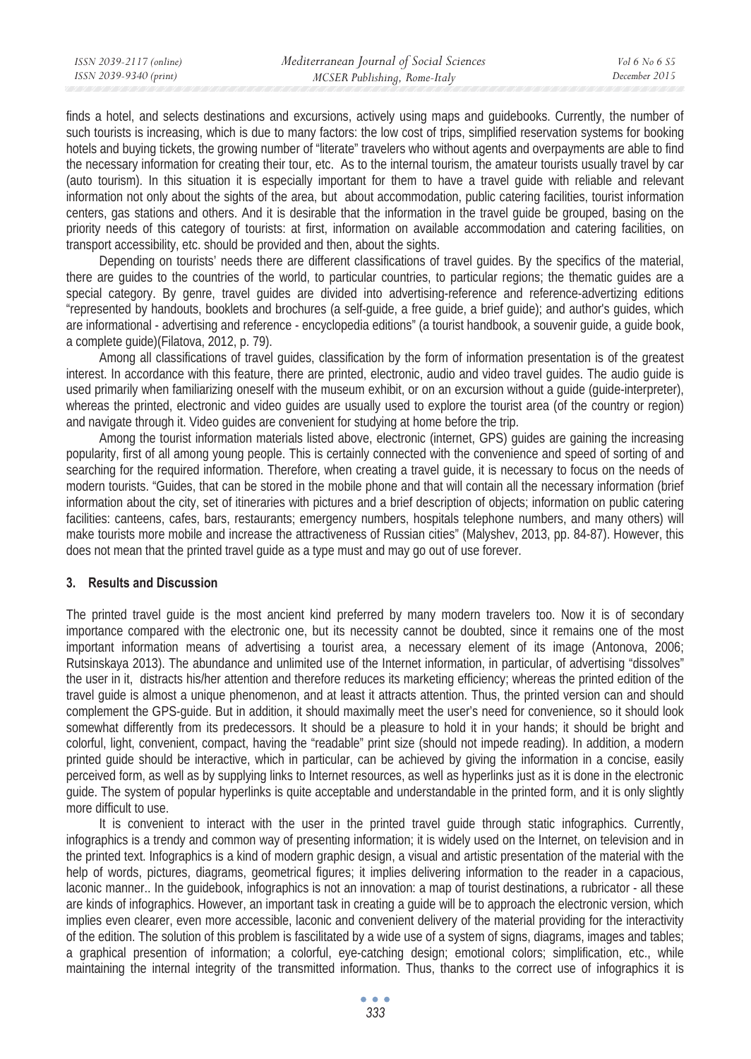finds a hotel, and selects destinations and excursions, actively using maps and guidebooks. Currently, the number of such tourists is increasing, which is due to many factors: the low cost of trips, simplified reservation systems for booking hotels and buying tickets, the growing number of "literate" travelers who without agents and overpayments are able to find the necessary information for creating their tour, etc. As to the internal tourism, the amateur tourists usually travel by car (auto tourism). In this situation it is especially important for them to have a travel guide with reliable and relevant information not only about the sights of the area, but about accommodation, public catering facilities, tourist information centers, gas stations and others. And it is desirable that the information in the travel guide be grouped, basing on the priority needs of this category of tourists: at first, information on available accommodation and catering facilities, on transport accessibility, etc. should be provided and then, about the sights.

Depending on tourists' needs there are different classifications of travel guides. By the specifics of the material, there are guides to the countries of the world, to particular countries, to particular regions; the thematic guides are a special category. By genre, travel guides are divided into advertising-reference and reference-advertizing editions "represented by handouts, booklets and brochures (a self-guide, a free guide, a brief guide); and author's guides, which are informational - advertising and reference - encyclopedia editions" (a tourist handbook, a souvenir guide, a guide book, a complete guide)(Filatova, 2012, p. 79).

Among all classifications of travel guides, classification by the form of information presentation is of the greatest interest. In accordance with this feature, there are printed, electronic, audio and video travel guides. The audio guide is used primarily when familiarizing oneself with the museum exhibit, or on an excursion without a guide (guide-interpreter), whereas the printed, electronic and video guides are usually used to explore the tourist area (of the country or region) and navigate through it. Video guides are convenient for studying at home before the trip.

Among the tourist information materials listed above, electronic (internet, GPS) guides are gaining the increasing popularity, first of all among young people. This is certainly connected with the convenience and speed of sorting of and searching for the required information. Therefore, when creating a travel guide, it is necessary to focus on the needs of modern tourists. "Guides, that can be stored in the mobile phone and that will contain all the necessary information (brief information about the city, set of itineraries with pictures and a brief description of objects; information on public catering facilities: canteens, cafes, bars, restaurants; emergency numbers, hospitals telephone numbers, and many others) will make tourists more mobile and increase the attractiveness of Russian cities" (Malyshev, 2013, pp. 84-87). However, this does not mean that the printed travel guide as a type must and may go out of use forever.

## 3. Results and Discussion

The printed travel guide is the most ancient kind preferred by many modern travelers too. Now it is of secondary importance compared with the electronic one, but its necessity cannot be doubted, since it remains one of the most important information means of advertising a tourist area, a necessary element of its image (Antonova, 2006; Rutsinskaya 2013). The abundance and unlimited use of the Internet information, in particular, of advertising "dissolves" the user in it, distracts his/her attention and therefore reduces its marketing efficiency; whereas the printed edition of the travel guide is almost a unique phenomenon, and at least it attracts attention. Thus, the printed version can and should complement the GPS-guide. But in addition, it should maximally meet the user's need for convenience, so it should look somewhat differently from its predecessors. It should be a pleasure to hold it in your hands; it should be bright and colorful, light, convenient, compact, having the "readable" print size (should not impede reading). In addition, a modern printed guide should be interactive, which in particular, can be achieved by giving the information in a concise, easily perceived form, as well as by supplying links to Internet resources, as well as hyperlinks just as it is done in the electronic guide. The system of popular hyperlinks is quite acceptable and understandable in the printed form, and it is only slightly more difficult to use.

It is convenient to interact with the user in the printed travel guide through static infographics. Currently, infographics is a trendy and common way of presenting information; it is widely used on the Internet, on television and in the printed text. Infographics is a kind of modern graphic design, a visual and artistic presentation of the material with the help of words, pictures, diagrams, geometrical figures; it implies delivering information to the reader in a capacious, laconic manner.. In the guidebook, infographics is not an innovation: a map of tourist destinations, a rubricator - all these are kinds of infographics. However, an important task in creating a guide will be to approach the electronic version, which implies even clearer, even more accessible, laconic and convenient delivery of the material providing for the interactivity of the edition. The solution of this problem is fascilitated by a wide use of a system of signs, diagrams, images and tables; a graphical presention of information; a colorful, eye-catching design; emotional colors; simplification, etc., while maintaining the internal integrity of the transmitted information. Thus, thanks to the correct use of infographics it is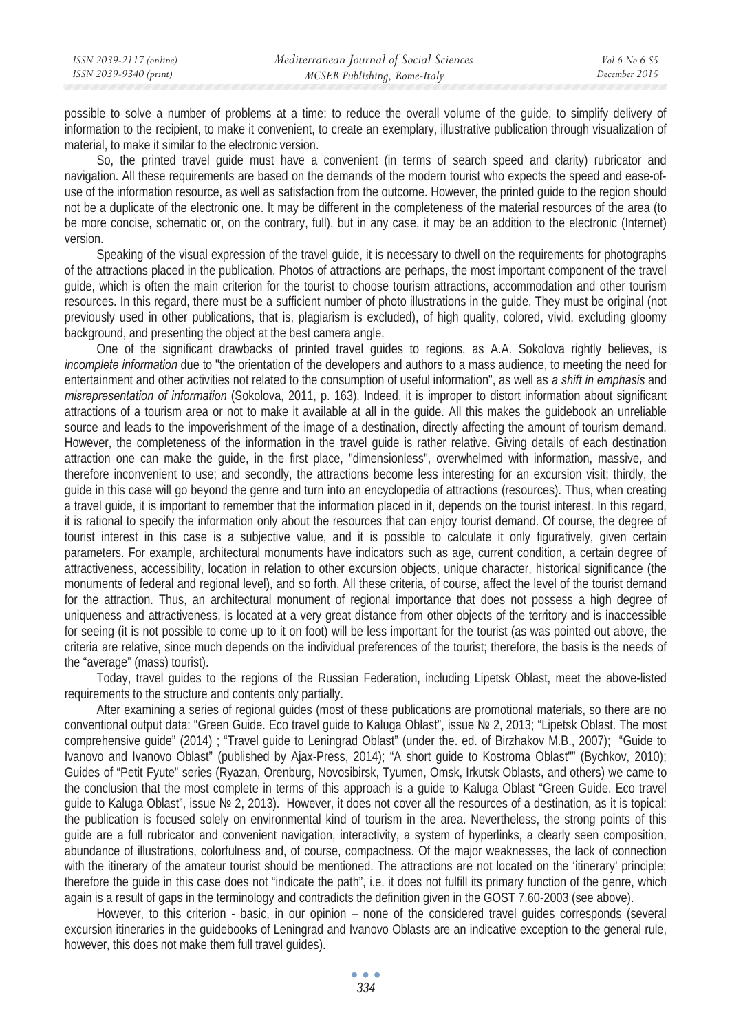possible to solve a number of problems at a time: to reduce the overall volume of the guide, to simplify delivery of information to the recipient, to make it convenient, to create an exemplary, illustrative publication through visualization of material, to make it similar to the electronic version.

So, the printed travel guide must have a convenient (in terms of search speed and clarity) rubricator and navigation. All these requirements are based on the demands of the modern tourist who expects the speed and ease-of-use of the information resource, as well as satisfaction from the outcome. However, the printed guide to the region should not be a duplicate of the electronic one. It may be different in the completeness of the material resources of the area (to be more concise, schematic or, on the contrary, full), but in any case, it may be an addition to the electronic (Internet) version.

Speaking of the visual expression of the travel guide, it is necessary to dwell on the requirements for photographs of the attractions placed in the publication. Photos of attractions are perhaps, the most important component of the travel guide, which is often the main criterion for the tourist to choose tourism attractions, accommodation and other tourism resources. In this regard, there must be a sufficient number of photo illustrations in the guide. They must be original (not previously used in other publications, that is, plagiarism is excluded), of high quality, colored, vivid, excluding gloomy background, and presenting the object at the best camera angle.

One of the significant drawbacks of printed travel guides to regions, as A.A. Sokolova rightly believes, is *incomplete information* due to "the orientation of the developers and authors to a mass audience, to meeting the need for entertainment and other activities not related to the consumption of useful information", as well as *a shift in emphasis* and *misrepresentation of information* (Sokolova, 2011, p. 163). Indeed, it is improper to distort information about significant attractions of a tourism area or not to make it available at all in the guide. All this makes the guidebook an unreliable source and leads to the impoverishment of the image of a destination, directly affecting the amount of tourism demand. However, the completeness of the information in the travel guide is rather relative. Giving details of each destination attraction one can make the guide, in the first place, "dimensionless", overwhelmed with information, massive, and therefore inconvenient to use; and secondly, the attractions become less interesting for an excursion visit; thirdly, the guide in this case will go beyond the genre and turn into an encyclopedia of attractions (resources). Thus, when creating a travel guide, it is important to remember that the information placed in it, depends on the tourist interest. In this regard, it is rational to specify the information only about the resources that can enjoy tourist demand. Of course, the degree of tourist interest in this case is a subjective value, and it is possible to calculate it only figuratively, given certain parameters. For example, architectural monuments have indicators such as age, current condition, a certain degree of attractiveness, accessibility, location in relation to other excursion objects, unique character, historical significance (the monuments of federal and regional level), and so forth. All these criteria, of course, affect the level of the tourist demand for the attraction. Thus, an architectural monument of regional importance that does not possess a high degree of uniqueness and attractiveness, is located at a very great distance from other objects of the territory and is inaccessible for seeing (it is not possible to come up to it on foot) will be less important for the tourist (as was pointed out above, the criteria are relative, since much depends on the individual preferences of the tourist; therefore, the basis is the needs of the "average" (mass) tourist).

Today, travel guides to the regions of the Russian Federation, including Lipetsk Oblast, meet the above-listed requirements to the structure and contents only partially.

After examining a series of regional guides (most of these publications are promotional materials, so there are no conventional output data: "Green Guide. Eco travel guide to Kaluga Oblast", issue № 2, 2013; "Lipetsk Oblast. The most comprehensive guide" (2014) ; "Travel guide to Leningrad Oblast" (under the. ed. of Birzhakov M.B., 2007); "Guide to Ivanovo and Ivanovo Oblast" (published by Ajax-Press, 2014); "A short guide to Kostroma Oblast"" (Bychkov, 2010); Guides of "Petit Fyute" series (Ryazan, Orenburg, Novosibirsk, Tyumen, Omsk, Irkutsk Oblasts, and others) we came to the conclusion that the most complete in terms of this approach is a guide to Kaluga Oblast "Green Guide. Eco travel guide to Kaluga Oblast", issue № 2, 2013). However, it does not cover all the resources of a destination, as it is topical: the publication is focused solely on environmental kind of tourism in the area. Nevertheless, the strong points of this guide are a full rubricator and convenient navigation, interactivity, a system of hyperlinks, a clearly seen composition, abundance of illustrations, colorfulness and, of course, compactness. Of the major weaknesses, the lack of connection with the itinerary of the amateur tourist should be mentioned. The attractions are not located on the 'itinerary' principle; therefore the guide in this case does not "indicate the path", i.e. it does not fulfill its primary function of the genre, which again is a result of gaps in the terminology and contradicts the definition given in the GOST 7.60-2003 (see above).

However, to this criterion - basic, in our opinion – none of the considered travel guides corresponds (several excursion itineraries in the guidebooks of Leningrad and Ivanovo Oblasts are an indicative exception to the general rule, however, this does not make them full travel guides).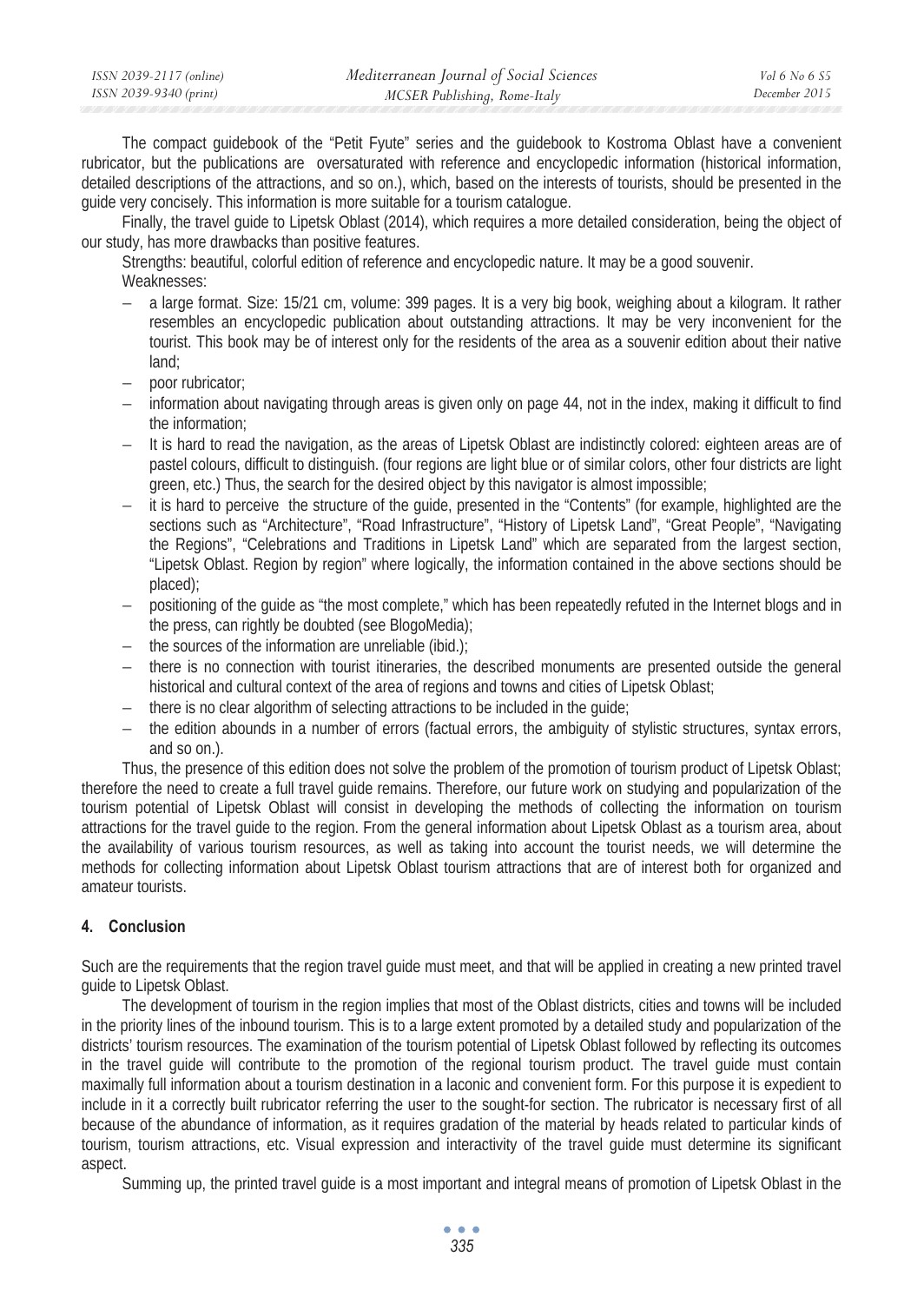The compact guidebook of the "Petit Fyute" series and the guidebook to Kostroma Oblast have a convenient rubricator, but the publications are oversaturated with reference and encyclopedic information (historical information, detailed descriptions of the attractions, and so on.), which, based on the interests of tourists, should be presented in the guide very concisely. This information is more suitable for a tourism catalogue.

Finally, the travel guide to Lipetsk Oblast (2014), which requires a more detailed consideration, being the object of our study, has more drawbacks than positive features.

Strengths: beautiful, colorful edition of reference and encyclopedic nature. It may be a good souvenir.

Weaknesses:

- a large format. Size: 15/21 cm, volume: 399 pages. It is a very big book, weighing about a kilogram. It rather resembles an encyclopedic publication about outstanding attractions. It may be very inconvenient for the tourist. This book may be of interest only for the residents of the area as a souvenir edition about their native land;
- poor rubricator;
- information about navigating through areas is given only on page 44, not in the index, making it difficult to find the information;
- It is hard to read the navigation, as the areas of Lipetsk Oblast are indistinctly colored: eighteen areas are of pastel colours, difficult to distinguish. (four regions are light blue or of similar colors, other four districts are light green, etc.) Thus, the search for the desired object by this navigator is almost impossible;
- it is hard to perceive the structure of the guide, presented in the "Contents" (for example, highlighted are the sections such as "Architecture", "Road Infrastructure", "History of Lipetsk Land", "Great People", "Navigating the Regions", "Celebrations and Traditions in Lipetsk Land" which are separated from the largest section, "Lipetsk Oblast. Region by region" where logically, the information contained in the above sections should be placed);
- positioning of the guide as "the most complete," which has been repeatedly refuted in the Internet blogs and in the press, can rightly be doubted (see BlogoMedia);
- the sources of the information are unreliable (ibid.);
- there is no connection with tourist itineraries, the described monuments are presented outside the general historical and cultural context of the area of regions and towns and cities of Lipetsk Oblast;
- there is no clear algorithm of selecting attractions to be included in the guide;
- the edition abounds in a number of errors (factual errors, the ambiguity of stylistic structures, syntax errors, and so on.).

Thus, the presence of this edition does not solve the problem of the promotion of tourism product of Lipetsk Oblast; therefore the need to create a full travel guide remains. Therefore, our future work on studying and popularization of the tourism potential of Lipetsk Oblast will consist in developing the methods of collecting the information on tourism attractions for the travel guide to the region. From the general information about Lipetsk Oblast as a tourism area, about the availability of various tourism resources, as well as taking into account the tourist needs, we will determine the methods for collecting information about Lipetsk Oblast tourism attractions that are of interest both for organized and amateur tourists.

## 4. Conclusion

Such are the requirements that the region travel guide must meet, and that will be applied in creating a new printed travel guide to Lipetsk Oblast.

The development of tourism in the region implies that most of the Oblast districts, cities and towns will be included in the priority lines of the inbound tourism. This is to a large extent promoted by a detailed study and popularization of the districts' tourism resources. The examination of the tourism potential of Lipetsk Oblast followed by reflecting its outcomes in the travel guide will contribute to the promotion of the regional tourism product. The travel guide must contain maximally full information about a tourism destination in a laconic and convenient form. For this purpose it is expedient to include in it a correctly built rubricator referring the user to the sought-for section. The rubricator is necessary first of all because of the abundance of information, as it requires gradation of the material by heads related to particular kinds of tourism, tourism attractions, etc. Visual expression and interactivity of the travel guide must determine its significant aspect.

Summing up, the printed travel guide is a most important and integral means of promotion of Lipetsk Oblast in the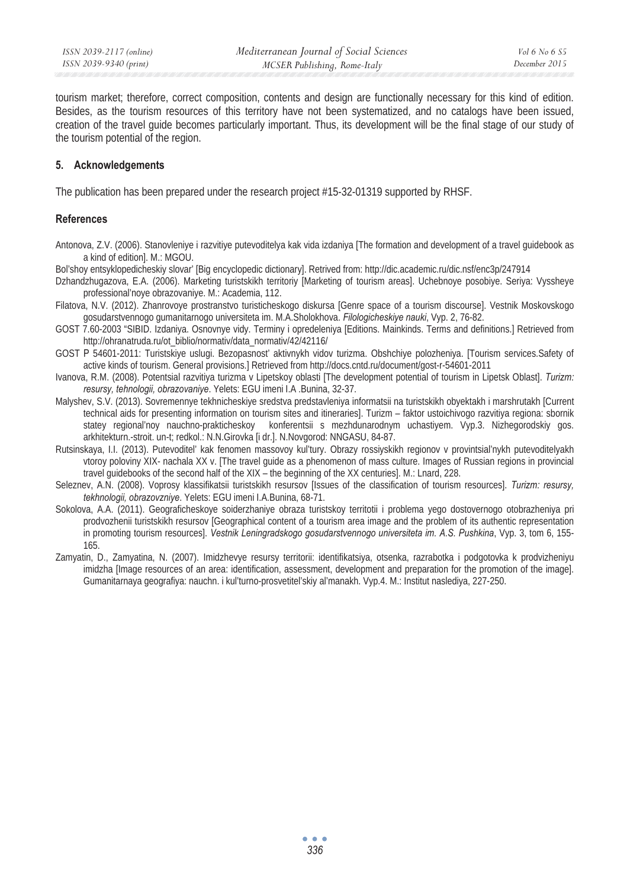tourism market; therefore, correct composition, contents and design are functionally necessary for this kind of edition. Besides, as the tourism resources of this territory have not been systematized, and no catalogs have been issued, creation of the travel guide becomes particularly important. Thus, its development will be the final stage of our study of the tourism potential of the region.

## 5. Acknowledgements

The publication has been prepared under the research project #15-32-01319 supported by RHSF.

## References

Antonova, Z.V. (2006). Stanovleniye i razvitiye putevoditelya kak vida izdaniya [The formation and development of a travel guidebook as a kind of edition]. M.: MGOU.

Bol'shoy entsyklopedicheskiy slovar' [Big encyclopedic dictionary]. Retrived from: http://dic.academic.ru/dic.nsf/enc3p/247914

Dzhandzhugazova, E.A. (2006). Marketing turistskikh territoriy [Marketing of tourism areas]. Uchebnoye posobiye. Seriya: Vyssheye professional'noye obrazovaniye. M.: Academia, 112.

Filatova, N.V. (2012). Zhanrovoye prostranstvo turisticheskogo diskursa [Genre space of a tourism discourse]. Vestnik Moskovskogo gosudarstvennogo gumanitarnogo universiteta im. M.A.Sholokhova. *Filologicheskiye nauki*, Vyp. 2, 76-82.

GOST 7.60-2003 "SIBID. Izdaniya. Osnovnye vidy. Terminy i opredeleniya [Editions. Mainkinds. Terms and definitions.] Retrieved from http://ohranatruda.ru/ot_biblio/normativ/data_normativ/42/42116/

GOST P 54601-2011: Turistskiye uslugi. Bezopasnost' aktivnykh vidov turizma. Obshchiye polozheniya. [Tourism services.Safety of active kinds of tourism. General provisions.] Retrieved from http://docs.cntd.ru/document/gost-r-54601-2011

Ivanova, R.M. (2008). Potentsial razvitiya turizma v Lipetskoy oblasti [The development potential of tourism in Lipetsk Oblast]. *Turizm: resursy, tehnologii, obrazovaniye*. Yelets: EGU imeni I.A .Bunina, 32-37.

Malyshev, S.V. (2013). Sovremennye tekhnicheskiye sredstva predstavleniya informatsii na turistskikh obyektakh i marshrutakh [Current technical aids for presenting information on tourism sites and itineraries]. Turizm – faktor ustoichivogo razvitiya regiona: sbornik statey regional'noy nauchno-prakticheskoy konferentsii s mezhdunarodnym uchastiyem. Vyp.3. Nizhegorodskiy gos. arkhitekturn.-stroit. un-t; redkol.: N.N.Girovka [i dr.]. N.Novgorod: NNGASU, 84-87.

Rutsinskaya, I.I. (2013). Putevoditel' kak fenomen massovoy kul'tury. Obrazy rossiyskikh regionov v provintsial'nykh putevoditelyakh vtoroy poloviny XIX- nachala XX v. [The travel guide as a phenomenon of mass culture. Images of Russian regions in provincial travel guidebooks of the second half of the XIX – the beginning of the XX centuries]. M.: Lnard, 228.

Seleznev, A.N. (2008). Voprosy klassifikatsii turistskikh resursov [Issues of the classification of tourism resources]. *Turizm: resursy, tekhnologii, obrazovzniye*. Yelets: EGU imeni I.A.Bunina, 68-71.

Sokolova, A.A. (2011). Geograficheskoye soiderzhaniye obraza turistskoy territotii i problema yego dostovernogo otobrazheniya pri prodvozhenii turistskikh resursov [Geographical content of a tourism area image and the problem of its authentic representation in promoting tourism resources]. *Vestnik Leningradskogo gosudarstvennogo universiteta im. A.S. Pushkina*, Vyp. 3, tom 6, 155-165.

Zamyatin, D., Zamyatina, N. (2007). Imidzhevye resursy territorii: identifikatsiya, otsenka, razrabotka i podgotovka k prodvizheniyu imidzha [Image resources of an area: identification, assessment, development and preparation for the promotion of the image]. Gumanitarnaya geografiya: nauchn. i kul'turno-prosvetitel'skiy al'manakh. Vyp.4. M.: Institut naslediya, 227-250.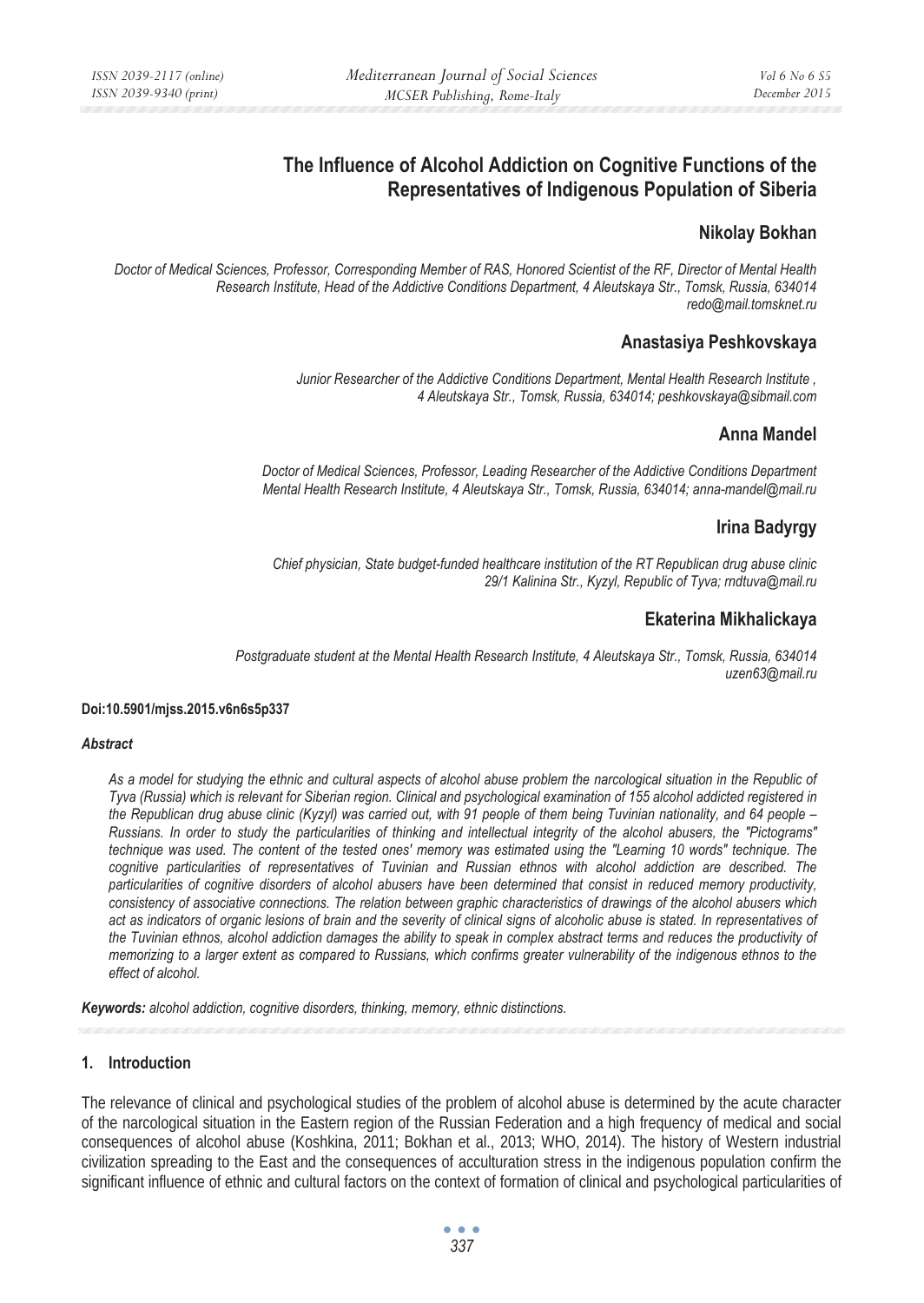# The Influence of Alcohol Addiction on Cognitive Functions of the Representatives of Indigenous Population of Siberia

## Nikolay Bokhan

*Doctor of Medical Sciences, Professor, Corresponding Member of RAS, Honored Scientist of the RF, Director of Mental Health Research Institute, Head of the Addictive Conditions Department, 4 Aleutskaya Str., Tomsk, Russia, 634014 redo@mail.tomsknet.ru*

## Anastasiya Peshkovskaya

*Junior Researcher of the Addictive Conditions Department, Mental Health Research Institute , 4 Aleutskaya Str., Tomsk, Russia, 634014; peshkovskaya@sibmail.com*

## Anna Mandel

*Doctor of Medical Sciences, Professor, Leading Researcher of the Addictive Conditions Department Mental Health Research Institute, 4 Aleutskaya Str., Tomsk, Russia, 634014; anna-mandel@mail.ru*

## Irina Badyrgy

*Chief physician, State budget-funded healthcare institution of the RT Republican drug abuse clinic 29/1 Kalinina Str., Kyzyl, Republic of Tyva; rndtuva@mail.ru*

## Ekaterina Mikhalickaya

*Postgraduate student at the Mental Health Research Institute, 4 Aleutskaya Str., Tomsk, Russia, 634014 uzen63@mail.ru*

**Doi:10.5901/mjss.2015.v6n6s5p337**

***Abstract***

*As a model for studying the ethnic and cultural aspects of alcohol abuse problem the narcological situation in the Republic of Tyva (Russia) which is relevant for Siberian region. Clinical and psychological examination of 155 alcohol addicted registered in the Republican drug abuse clinic (Kyzyl) was carried out, with 91 people of them being Tuvinian nationality, and 64 people – Russians. In order to study the particularities of thinking and intellectual integrity of the alcohol abusers, the "Pictograms" technique was used. The content of the tested ones' memory was estimated using the "Learning 10 words" technique. The cognitive particularities of representatives of Tuvinian and Russian ethnos with alcohol addiction are described. The particularities of cognitive disorders of alcohol abusers have been determined that consist in reduced memory productivity, consistency of associative connections. The relation between graphic characteristics of drawings of the alcohol abusers which act as indicators of organic lesions of brain and the severity of clinical signs of alcoholic abuse is stated. In representatives of the Tuvinian ethnos, alcohol addiction damages the ability to speak in complex abstract terms and reduces the productivity of memorizing to a larger extent as compared to Russians, which confirms greater vulnerability of the indigenous ethnos to the effect of alcohol.*

***Keywords:*** *alcohol addiction, cognitive disorders, thinking, memory, ethnic distinctions.*

## 1. Introduction

The relevance of clinical and psychological studies of the problem of alcohol abuse is determined by the acute character of the narcological situation in the Eastern region of the Russian Federation and a high frequency of medical and social consequences of alcohol abuse (Koshkina, 2011; Bokhan et al., 2013; WHO, 2014). The history of Western industrial civilization spreading to the East and the consequences of acculturation stress in the indigenous population confirm the significant influence of ethnic and cultural factors on the context of formation of clinical and psychological particularities of